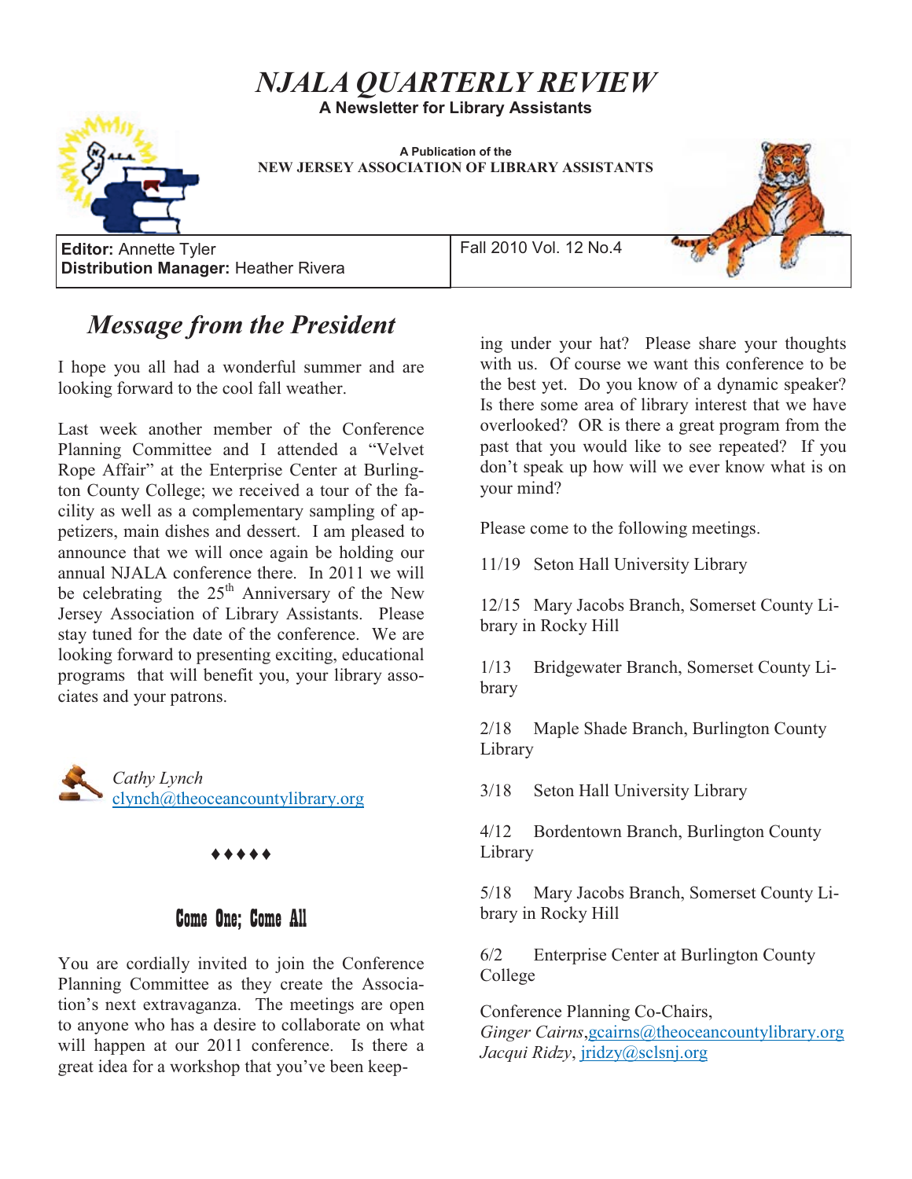# NJALA QUARTERLY REVIEW

**A Newsletter for Library Assistants**

**A Publication of the**
**NEW JERSEY ASSOCIATION OF LIBRARY ASSISTANTS**

**Editor:** Annette Tyler
**Distribution Manager:** Heather Rivera

Fall 2010 Vol. 12 No.4

## *Message from the President*

I hope you all had a wonderful summer and are looking forward to the cool fall weather.

Last week another member of the Conference Planning Committee and I attended a "Velvet Rope Affair" at the Enterprise Center at Burlington County College; we received a tour of the facility as well as a complementary sampling of appetizers, main dishes and dessert. I am pleased to announce that we will once again be holding our annual NJALA conference there. In 2011 we will be celebrating the 25th Anniversary of the New Jersey Association of Library Assistants. Please stay tuned for the date of the conference. We are looking forward to presenting exciting, educational programs that will benefit you, your library associates and your patrons.

*Cathy Lynch*
clynch@theoceancountylibrary.org

♦♦♦♦♦

## Come One; Come All

You are cordially invited to join the Conference Planning Committee as they create the Association's next extravaganza. The meetings are open to anyone who has a desire to collaborate on what will happen at our 2011 conference. Is there a great idea for a workshop that you've been keeping under your hat? Please share your thoughts with us. Of course we want this conference to be the best yet. Do you know of a dynamic speaker? Is there some area of library interest that we have overlooked? OR is there a great program from the past that you would like to see repeated? If you don't speak up how will we ever know what is on your mind?

Please come to the following meetings.

11/19 Seton Hall University Library

12/15 Mary Jacobs Branch, Somerset County Library in Rocky Hill

1/13 Bridgewater Branch, Somerset County Library

2/18 Maple Shade Branch, Burlington County Library

3/18 Seton Hall University Library

4/12 Bordentown Branch, Burlington County Library

5/18 Mary Jacobs Branch, Somerset County Library in Rocky Hill

6/2 Enterprise Center at Burlington County College

Conference Planning Co-Chairs,
*Ginger Cairns*, gcairns@theoceancountylibrary.org
*Jacqui Ridzy*, jridzy@sclsnj.org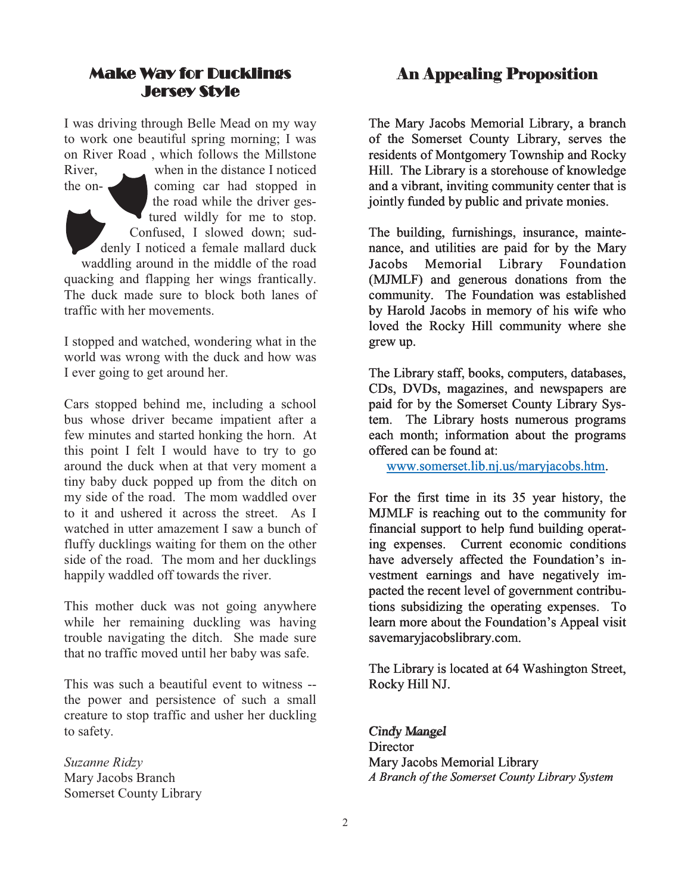## Make Way for Ducklings Jersey Style

I was driving through Belle Mead on my way to work one beautiful spring morning; I was on River Road , which follows the Millstone River, when in the distance I noticed the on-coming car had stopped in the road while the driver gestured wildly for me to stop. Confused, I slowed down; suddenly I noticed a female mallard duck waddling around in the middle of the road quacking and flapping her wings frantically. The duck made sure to block both lanes of traffic with her movements.

I stopped and watched, wondering what in the world was wrong with the duck and how was I ever going to get around her.

Cars stopped behind me, including a school bus whose driver became impatient after a few minutes and started honking the horn. At this point I felt I would have to try to go around the duck when at that very moment a tiny baby duck popped up from the ditch on my side of the road. The mom waddled over to it and ushered it across the street. As I watched in utter amazement I saw a bunch of fluffy ducklings waiting for them on the other side of the road. The mom and her ducklings happily waddled off towards the river.

This mother duck was not going anywhere while her remaining duckling was having trouble navigating the ditch. She made sure that no traffic moved until her baby was safe.

This was such a beautiful event to witness -- the power and persistence of such a small creature to stop traffic and usher her duckling to safety.

*Suzanne Ridzy*
Mary Jacobs Branch
Somerset County Library

## An Appealing Proposition

The Mary Jacobs Memorial Library, a branch of the Somerset County Library, serves the residents of Montgomery Township and Rocky Hill. The Library is a storehouse of knowledge and a vibrant, inviting community center that is jointly funded by public and private monies.

The building, furnishings, insurance, maintenance, and utilities are paid for by the Mary Jacobs Memorial Library Foundation (MJMLF) and generous donations from the community. The Foundation was established by Harold Jacobs in memory of his wife who loved the Rocky Hill community where she grew up.

The Library staff, books, computers, databases, CDs, DVDs, magazines, and newspapers are paid for by the Somerset County Library System. The Library hosts numerous programs each month; information about the programs offered can be found at:

www.somerset.lib.nj.us/maryjacobs.htm.

For the first time in its 35 year history, the MJMLF is reaching out to the community for financial support to help fund building operating expenses. Current economic conditions have adversely affected the Foundation's investment earnings and have negatively impacted the recent level of government contributions subsidizing the operating expenses. To learn more about the Foundation's Appeal visit savemaryjacobslibrary.com.

The Library is located at 64 Washington Street, Rocky Hill NJ.

*Cindy Mangel*
Director
Mary Jacobs Memorial Library
*A Branch of the Somerset County Library System*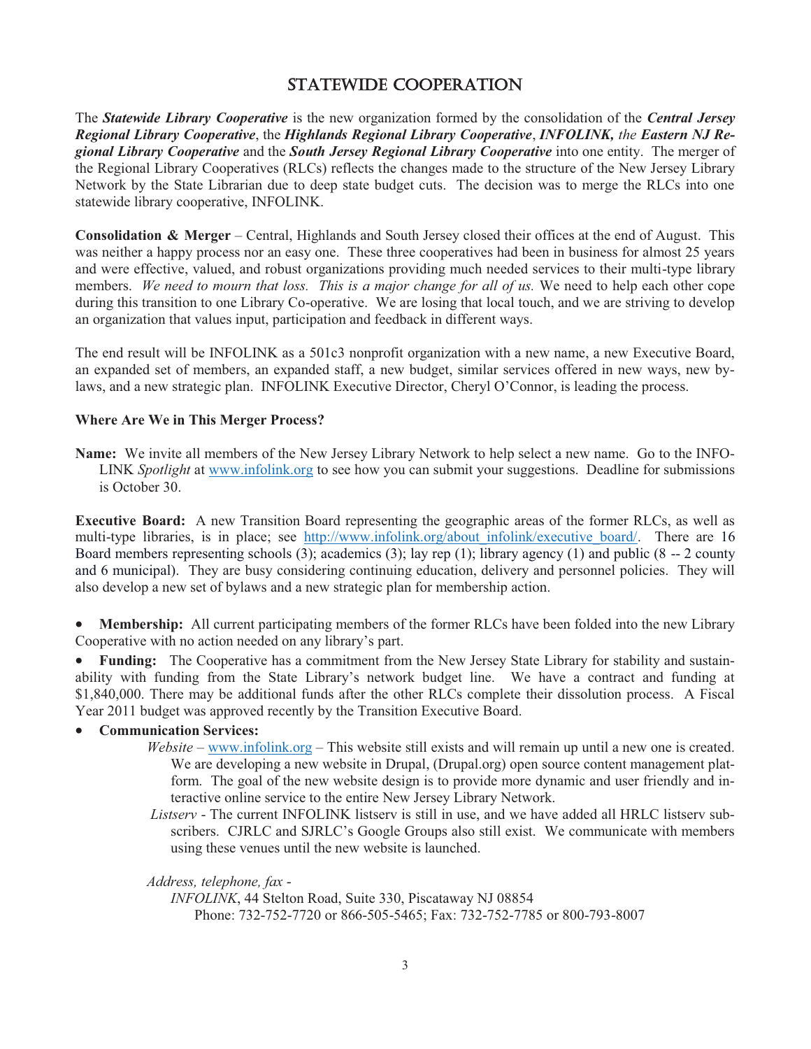# Statewide Cooperation

The ***Statewide Library Cooperative*** is the new organization formed by the consolidation of the ***Central Jersey Regional Library Cooperative***, the ***Highlands Regional Library Cooperative***, ***INFOLINK,*** *the* ***Eastern NJ Regional Library Cooperative*** and the ***South Jersey Regional Library Cooperative*** into one entity. The merger of the Regional Library Cooperatives (RLCs) reflects the changes made to the structure of the New Jersey Library Network by the State Librarian due to deep state budget cuts. The decision was to merge the RLCs into one statewide library cooperative, INFOLINK.

**Consolidation & Merger** – Central, Highlands and South Jersey closed their offices at the end of August. This was neither a happy process nor an easy one. These three cooperatives had been in business for almost 25 years and were effective, valued, and robust organizations providing much needed services to their multi-type library members. *We need to mourn that loss. This is a major change for all of us.* We need to help each other cope during this transition to one Library Co-operative. We are losing that local touch, and we are striving to develop an organization that values input, participation and feedback in different ways.

The end result will be INFOLINK as a 501c3 nonprofit organization with a new name, a new Executive Board, an expanded set of members, an expanded staff, a new budget, similar services offered in new ways, new bylaws, and a new strategic plan. INFOLINK Executive Director, Cheryl O'Connor, is leading the process.

**Where Are We in This Merger Process?**

**Name:** We invite all members of the New Jersey Library Network to help select a new name. Go to the INFOLINK *Spotlight* at www.infolink.org to see how you can submit your suggestions. Deadline for submissions is October 30.

**Executive Board:** A new Transition Board representing the geographic areas of the former RLCs, as well as multi-type libraries, is in place; see http://www.infolink.org/about_infolink/executive_board/. There are 16 Board members representing schools (3); academics (3); lay rep (1); library agency (1) and public (8 -- 2 county and 6 municipal). They are busy considering continuing education, delivery and personnel policies. They will also develop a new set of bylaws and a new strategic plan for membership action.

- **Membership:** All current participating members of the former RLCs have been folded into the new Library Cooperative with no action needed on any library's part.
- **Funding:** The Cooperative has a commitment from the New Jersey State Library for stability and sustainability with funding from the State Library's network budget line. We have a contract and funding at $1,840,000. There may be additional funds after the other RLCs complete their dissolution process. A Fiscal Year 2011 budget was approved recently by the Transition Executive Board.
- **Communication Services:**
  - *Website* – www.infolink.org – This website still exists and will remain up until a new one is created. We are developing a new website in Drupal, (Drupal.org) open source content management platform. The goal of the new website design is to provide more dynamic and user friendly and interactive online service to the entire New Jersey Library Network.
  - *Listserv* - The current INFOLINK listserv is still in use, and we have added all HRLC listserv subscribers. CJRLC and SJRLC's Google Groups also still exist. We communicate with members using these venues until the new website is launched.

  *Address, telephone, fax* -
  *INFOLINK*, 44 Stelton Road, Suite 330, Piscataway NJ 08854
  Phone: 732-752-7720 or 866-505-5465; Fax: 732-752-7785 or 800-793-8007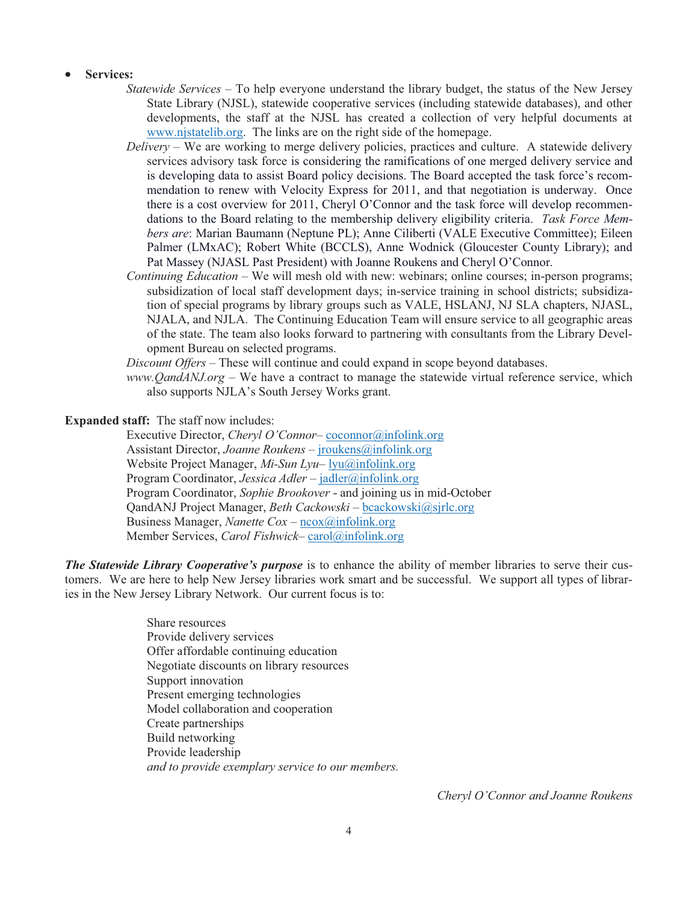- **Services:**
  - *Statewide Services* – To help everyone understand the library budget, the status of the New Jersey State Library (NJSL), statewide cooperative services (including statewide databases), and other developments, the staff at the NJSL has created a collection of very helpful documents at www.njstatelib.org. The links are on the right side of the homepage.
  - *Delivery* – We are working to merge delivery policies, practices and culture. A statewide delivery services advisory task force is considering the ramifications of one merged delivery service and is developing data to assist Board policy decisions. The Board accepted the task force's recommendation to renew with Velocity Express for 2011, and that negotiation is underway. Once there is a cost overview for 2011, Cheryl O'Connor and the task force will develop recommendations to the Board relating to the membership delivery eligibility criteria. *Task Force Members are*: Marian Baumann (Neptune PL); Anne Ciliberti (VALE Executive Committee); Eileen Palmer (LMxAC); Robert White (BCCLS), Anne Wodnick (Gloucester County Library); and Pat Massey (NJASL Past President) with Joanne Roukens and Cheryl O'Connor.
  - *Continuing Education* – We will mesh old with new: webinars; online courses; in-person programs; subsidization of local staff development days; in-service training in school districts; subsidization of special programs by library groups such as VALE, HSLANJ, NJ SLA chapters, NJASL, NJALA, and NJLA. The Continuing Education Team will ensure service to all geographic areas of the state. The team also looks forward to partnering with consultants from the Library Development Bureau on selected programs.
  - *Discount Offers* – These will continue and could expand in scope beyond databases.
  - *www.QandANJ.org* – We have a contract to manage the statewide virtual reference service, which also supports NJLA's South Jersey Works grant.

**Expanded staff:** The staff now includes:

Executive Director, *Cheryl O'Connor*– coconnor@infolink.org
Assistant Director, *Joanne Roukens* – jroukens@infolink.org
Website Project Manager, *Mi-Sun Lyu*– lyu@infolink.org
Program Coordinator, *Jessica Adler* – jadler@infolink.org
Program Coordinator, *Sophie Brookover* - and joining us in mid-October
QandANJ Project Manager, *Beth Cackowski* – bcackowski@sjrlc.org
Business Manager, *Nanette Cox* – ncox@infolink.org
Member Services, *Carol Fishwick*– carol@infolink.org

***The Statewide Library Cooperative's purpose*** is to enhance the ability of member libraries to serve their customers. We are here to help New Jersey libraries work smart and be successful. We support all types of libraries in the New Jersey Library Network. Our current focus is to:

Share resources
Provide delivery services
Offer affordable continuing education
Negotiate discounts on library resources
Support innovation
Present emerging technologies
Model collaboration and cooperation
Create partnerships
Build networking
Provide leadership
*and to provide exemplary service to our members.*

*Cheryl O'Connor and Joanne Roukens*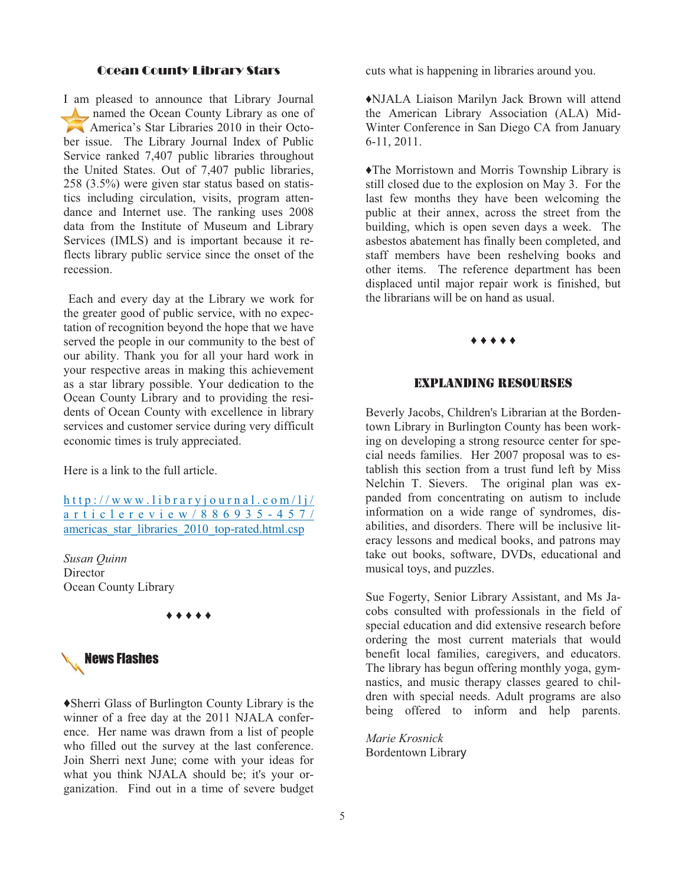## Ocean County Library Stars

I am pleased to announce that Library Journal named the Ocean County Library as one of America's Star Libraries 2010 in their October issue. The Library Journal Index of Public Service ranked 7,407 public libraries throughout the United States. Out of 7,407 public libraries, 258 (3.5%) were given star status based on statistics including circulation, visits, program attendance and Internet use. The ranking uses 2008 data from the Institute of Museum and Library Services (IMLS) and is important because it reflects library public service since the onset of the recession.

Each and every day at the Library we work for the greater good of public service, with no expectation of recognition beyond the hope that we have served the people in our community to the best of our ability. Thank you for all your hard work in your respective areas in making this achievement as a star library possible. Your dedication to the Ocean County Library and to providing the residents of Ocean County with excellence in library services and customer service during very difficult economic times is truly appreciated.

Here is a link to the full article.

http://www.libraryjournal.com/lj/articlereview/886935-457/americas_star_libraries_2010_top-rated.html.csp

*Susan Quinn*
Director
Ocean County Library

♦♦♦♦♦

## News Flashes

♦Sherri Glass of Burlington County Library is the winner of a free day at the 2011 NJALA conference. Her name was drawn from a list of people who filled out the survey at the last conference. Join Sherri next June; come with your ideas for what you think NJALA should be; it's your organization. Find out in a time of severe budget cuts what is happening in libraries around you.

♦NJALA Liaison Marilyn Jack Brown will attend the American Library Association (ALA) Mid-Winter Conference in San Diego CA from January 6-11, 2011.

♦The Morristown and Morris Township Library is still closed due to the explosion on May 3. For the last few months they have been welcoming the public at their annex, across the street from the building, which is open seven days a week. The asbestos abatement has finally been completed, and staff members have been reshelving books and other items. The reference department has been displaced until major repair work is finished, but the librarians will be on hand as usual.

♦♦♦♦♦

## Explanding Resourses

Beverly Jacobs, Children's Librarian at the Bordentown Library in Burlington County has been working on developing a strong resource center for special needs families. Her 2007 proposal was to establish this section from a trust fund left by Miss Nelchin T. Sievers. The original plan was expanded from concentrating on autism to include information on a wide range of syndromes, disabilities, and disorders. There will be inclusive literacy lessons and medical books, and patrons may take out books, software, DVDs, educational and musical toys, and puzzles.

Sue Fogerty, Senior Library Assistant, and Ms Jacobs consulted with professionals in the field of special education and did extensive research before ordering the most current materials that would benefit local families, caregivers, and educators. The library has begun offering monthly yoga, gymnastics, and music therapy classes geared to children with special needs. Adult programs are also being offered to inform and help parents.

*Marie Krosnick*
Bordentown Library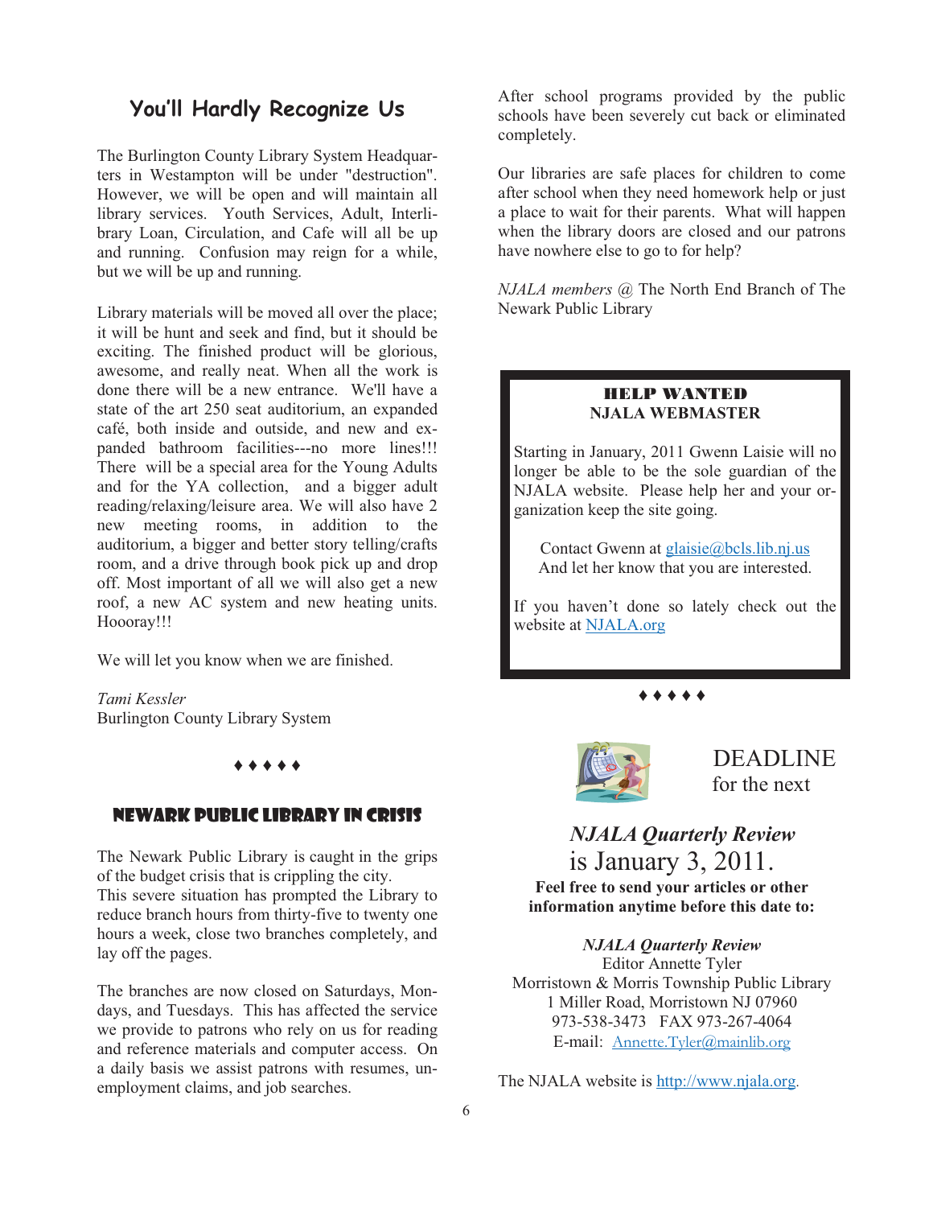## You'll Hardly Recognize Us

The Burlington County Library System Headquarters in Westampton will be under "destruction". However, we will be open and will maintain all library services. Youth Services, Adult, Interlibrary Loan, Circulation, and Cafe will all be up and running. Confusion may reign for a while, but we will be up and running.

Library materials will be moved all over the place; it will be hunt and seek and find, but it should be exciting. The finished product will be glorious, awesome, and really neat. When all the work is done there will be a new entrance. We'll have a state of the art 250 seat auditorium, an expanded café, both inside and outside, and new and expanded bathroom facilities---no more lines!!! There will be a special area for the Young Adults and for the YA collection, and a bigger adult reading/relaxing/leisure area. We will also have 2 new meeting rooms, in addition to the auditorium, a bigger and better story telling/crafts room, and a drive through book pick up and drop off. Most important of all we will also get a new roof, a new AC system and new heating units. Hoooray!!!

We will let you know when we are finished.

*Tami Kessler*
Burlington County Library System

♦ ♦ ♦ ♦ ♦

## Newark Public Library in Crisis

The Newark Public Library is caught in the grips of the budget crisis that is crippling the city.
This severe situation has prompted the Library to reduce branch hours from thirty-five to twenty one hours a week, close two branches completely, and lay off the pages.

The branches are now closed on Saturdays, Mondays, and Tuesdays. This has affected the service we provide to patrons who rely on us for reading and reference materials and computer access. On a daily basis we assist patrons with resumes, unemployment claims, and job searches.

After school programs provided by the public schools have been severely cut back or eliminated completely.

Our libraries are safe places for children to come after school when they need homework help or just a place to wait for their parents. What will happen when the library doors are closed and our patrons have nowhere else to go to for help?

*NJALA members* @ The North End Branch of The Newark Public Library

**HELP WANTED**
**NJALA WEBMASTER**

Starting in January, 2011 Gwenn Laisie will no longer be able to be the sole guardian of the NJALA website. Please help her and your organization keep the site going.

Contact Gwenn at glaisie@bcls.lib.nj.us
And let her know that you are interested.

If you haven't done so lately check out the website at NJALA.org

♦ ♦ ♦ ♦ ♦

DEADLINE
for the next

*NJALA Quarterly Review*
is January 3, 2011.

**Feel free to send your articles or other information anytime before this date to:**

***NJALA Quarterly Review***
Editor Annette Tyler
Morristown & Morris Township Public Library
1 Miller Road, Morristown NJ 07960
973-538-3473 FAX 973-267-4064
E-mail: Annette.Tyler@mainlib.org

The NJALA website is http://www.njala.org.